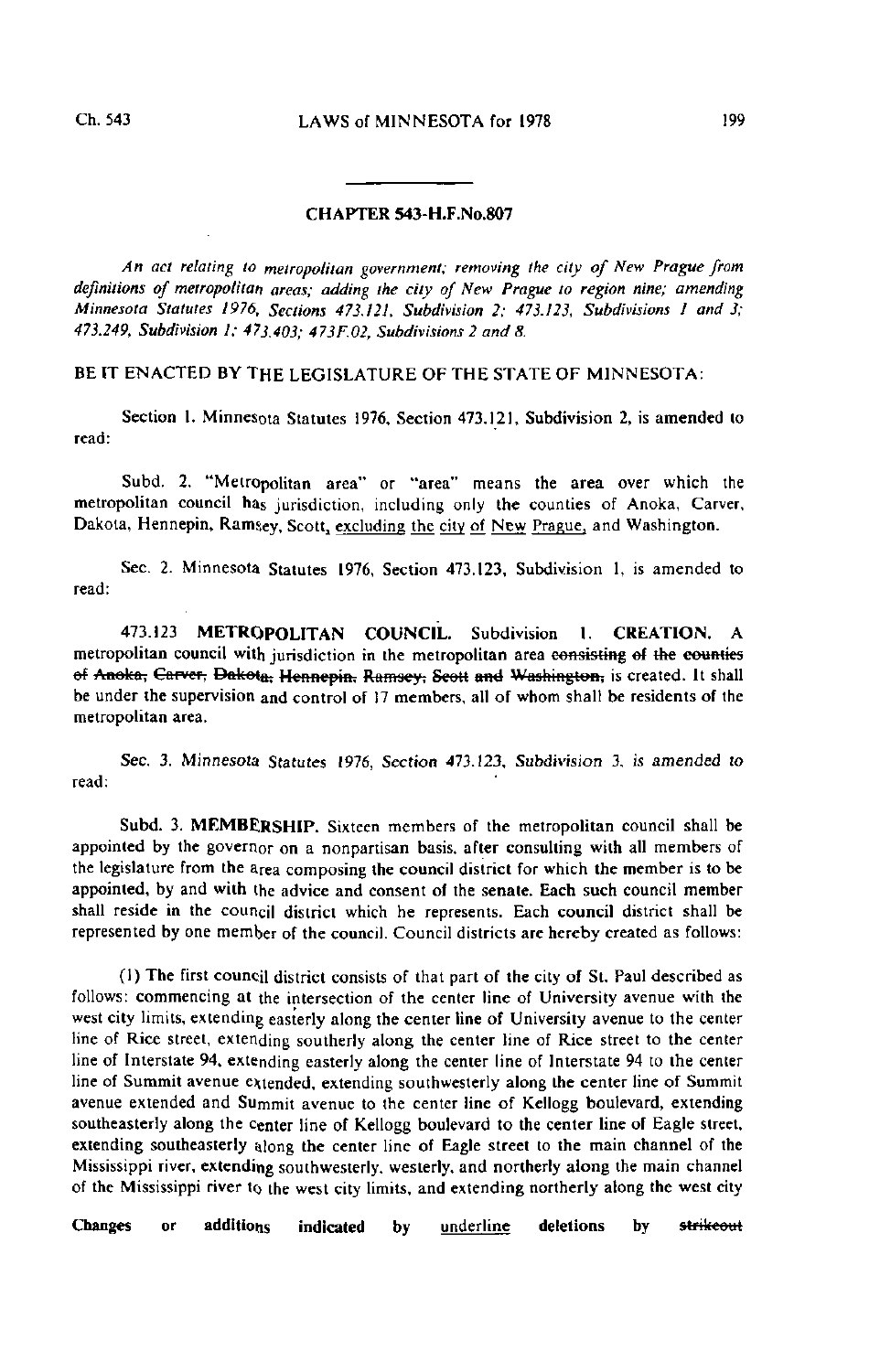## CHAPTER 543-H.F.No.807

*An act relating to metropolitan government; removing the city of New Prague from definitions of metropolitan areas; adding the city of New Prague to region nine; amending Minnesota Statutes 1976, Sections 473.121, Subdivision 2; 473.123, Subdivisions 1 and 3; 473.249, Subdivision 1; 473.403; 473F.02, Subdivisions 2 and 8.*

BE IT ENACTED BY THE LEGISLATURE OF THE STATE OF MINNESOTA:

Section 1. Minnesota Statutes 1976, Section 473.121, Subdivision 2, is amended to read:

Subd. 2. "Metropolitan area" or "area" means the area over which the metropolitan council has jurisdiction, including only the counties of Anoka, Carver, Dakota, Hennepin, Ramsey, Scott, <u>excluding the city of New Prague,</u> and Washington.

Sec. 2. Minnesota Statutes 1976, Section 473.123, Subdivision 1, is amended to read:

473.123 **METROPOLITAN COUNCIL.** Subdivision 1. **CREATION.** A metropolitan council with jurisdiction in the metropolitan area ~~consisting of the counties of Anoka, Carver, Dakota, Hennepin, Ramsey, Scott and Washington,~~ is created. It shall be under the supervision and control of 17 members, all of whom shall be residents of the metropolitan area.

Sec. 3. Minnesota Statutes 1976, Section 473.123, Subdivision 3, is amended to read:

Subd. 3. **MEMBERSHIP.** Sixteen members of the metropolitan council shall be appointed by the governor on a nonpartisan basis, after consulting with all members of the legislature from the area composing the council district for which the member is to be appointed, by and with the advice and consent of the senate. Each such council member shall reside in the council district which he represents. Each council district shall be represented by one member of the council. Council districts are hereby created as follows:

(1) The first council district consists of that part of the city of St. Paul described as follows: commencing at the intersection of the center line of University avenue with the west city limits, extending easterly along the center line of University avenue to the center line of Rice street, extending southerly along the center line of Rice street to the center line of Interstate 94, extending easterly along the center line of Interstate 94 to the center line of Summit avenue extended, extending southwesterly along the center line of Summit avenue extended and Summit avenue to the center line of Kellogg boulevard, extending southeasterly along the center line of Kellogg boulevard to the center line of Eagle street, extending southeasterly along the center line of Eagle street to the main channel of the Mississippi river, extending southwesterly, westerly, and northerly along the main channel of the Mississippi river to the west city limits, and extending northerly along the west city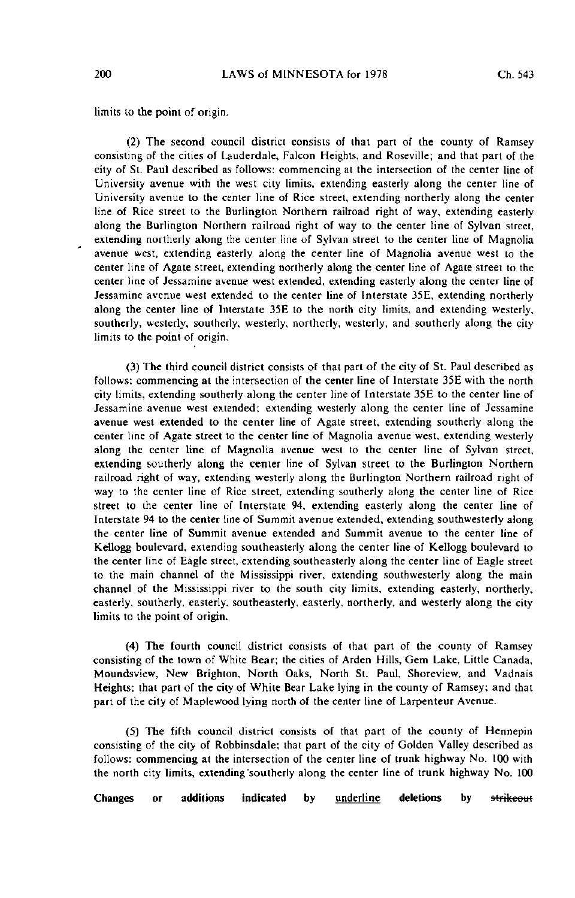limits to the point of origin.

(2) The second council district consists of that part of the county of Ramsey consisting of the cities of Lauderdale, Falcon Heights, and Roseville; and that part of the city of St. Paul described as follows: commencing at the intersection of the center line of University avenue with the west city limits, extending easterly along the center line of University avenue to the center line of Rice street, extending northerly along the center line of Rice street to the Burlington Northern railroad right of way, extending easterly along the Burlington Northern railroad right of way to the center line of Sylvan street, extending northerly along the center line of Sylvan street to the center line of Magnolia avenue west, extending easterly along the center line of Magnolia avenue west to the center line of Agate street, extending northerly along the center line of Agate street to the center line of Jessamine avenue west extended, extending easterly along the center line of Jessamine avenue west extended to the center line of Interstate 35E, extending northerly along the center line of Interstate 35E to the north city limits, and extending westerly, southerly, westerly, southerly, westerly, northerly, westerly, and southerly along the city limits to the point of origin.

(3) The third council district consists of that part of the city of St. Paul described as follows: commencing at the intersection of the center line of Interstate 35E with the north city limits, extending southerly along the center line of Interstate 35E to the center line of Jessamine avenue west extended; extending westerly along the center line of Jessamine avenue west extended to the center line of Agate street, extending southerly along the center line of Agate street to the center line of Magnolia avenue west, extending westerly along the center line of Magnolia avenue west to the center line of Sylvan street, extending southerly along the center line of Sylvan street to the Burlington Northern railroad right of way, extending westerly along the Burlington Northern railroad right of way to the center line of Rice street, extending southerly along the center line of Rice street to the center line of Interstate 94, extending easterly along the center line of Interstate 94 to the center line of Summit avenue extended, extending southwesterly along the center line of Summit avenue extended and Summit avenue to the center line of Kellogg boulevard, extending southeasterly along the center line of Kellogg boulevard to the center line of Eagle street, extending southeasterly along the center line of Eagle street to the main channel of the Mississippi river, extending southwesterly along the main channel of the Mississippi river to the south city limits, extending easterly, northerly, easterly, southerly, easterly, southeasterly, easterly, northerly, and westerly along the city limits to the point of origin.

(4) The fourth council district consists of that part of the county of Ramsey consisting of the town of White Bear; the cities of Arden Hills, Gem Lake, Little Canada, Moundsview, New Brighton, North Oaks, North St. Paul, Shoreview, and Vadnais Heights; that part of the city of White Bear Lake lying in the county of Ramsey; and that part of the city of Maplewood lying north of the center line of Larpenteur Avenue.

(5) The fifth council district consists of that part of the county of Hennepin consisting of the city of Robbinsdale; that part of the city of Golden Valley described as follows: commencing at the intersection of the center line of trunk highway No. 100 with the north city limits, extending southerly along the center line of trunk highway No. 100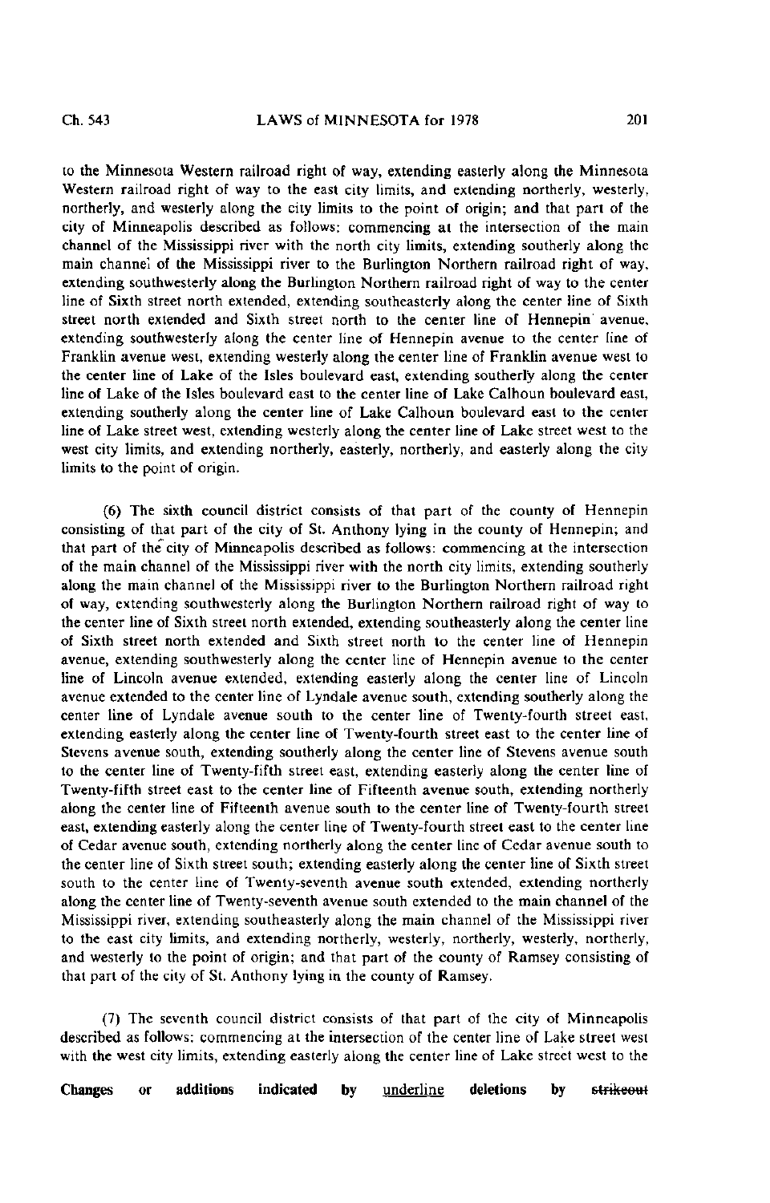to the Minnesota Western railroad right of way, extending easterly along the Minnesota Western railroad right of way to the east city limits, and extending northerly, westerly, northerly, and westerly along the city limits to the point of origin; and that part of the city of Minneapolis described as follows: commencing at the intersection of the main channel of the Mississippi river with the north city limits, extending southerly along the main channel of the Mississippi river to the Burlington Northern railroad right of way, extending southwesterly along the Burlington Northern railroad right of way to the center line of Sixth street north extended, extending southeasterly along the center line of Sixth street north extended and Sixth street north to the center line of Hennepin avenue, extending southwesterly along the center line of Hennepin avenue to the center line of Franklin avenue west, extending westerly along the center line of Franklin avenue west to the center line of Lake of the Isles boulevard east, extending southerly along the center line of Lake of the Isles boulevard east to the center line of Lake Calhoun boulevard east, extending southerly along the center line of Lake Calhoun boulevard east to the center line of Lake street west, extending westerly along the center line of Lake street west to the west city limits, and extending northerly, easterly, northerly, and easterly along the city limits to the point of origin.

(6) The sixth council district consists of that part of the county of Hennepin consisting of that part of the city of St. Anthony lying in the county of Hennepin; and that part of the city of Minneapolis described as follows: commencing at the intersection of the main channel of the Mississippi river with the north city limits, extending southerly along the main channel of the Mississippi river to the Burlington Northern railroad right of way, extending southwesterly along the Burlington Northern railroad right of way to the center line of Sixth street north extended, extending southeasterly along the center line of Sixth street north extended and Sixth street north to the center line of Hennepin avenue, extending southwesterly along the center line of Hennepin avenue to the center line of Lincoln avenue extended, extending easterly along the center line of Lincoln avenue extended to the center line of Lyndale avenue south, extending southerly along the center line of Lyndale avenue south to the center line of Twenty-fourth street east, extending easterly along the center line of Twenty-fourth street east to the center line of Stevens avenue south, extending southerly along the center line of Stevens avenue south to the center line of Twenty-fifth street east, extending easterly along the center line of Twenty-fifth street east to the center line of Fifteenth avenue south, extending northerly along the center line of Fifteenth avenue south to the center line of Twenty-fourth street east, extending easterly along the center line of Twenty-fourth street east to the center line of Cedar avenue south, extending northerly along the center line of Cedar avenue south to the center line of Sixth street south; extending easterly along the center line of Sixth street south to the center line of Twenty-seventh avenue south extended, extending northerly along the center line of Twenty-seventh avenue south extended to the main channel of the Mississippi river, extending southeasterly along the main channel of the Mississippi river to the east city limits, and extending northerly, westerly, northerly, westerly, northerly, and westerly to the point of origin; and that part of the county of Ramsey consisting of that part of the city of St. Anthony lying in the county of Ramsey.

(7) The seventh council district consists of that part of the city of Minneapolis described as follows: commencing at the intersection of the center line of Lake street west with the west city limits, extending easterly along the center line of Lake street west to the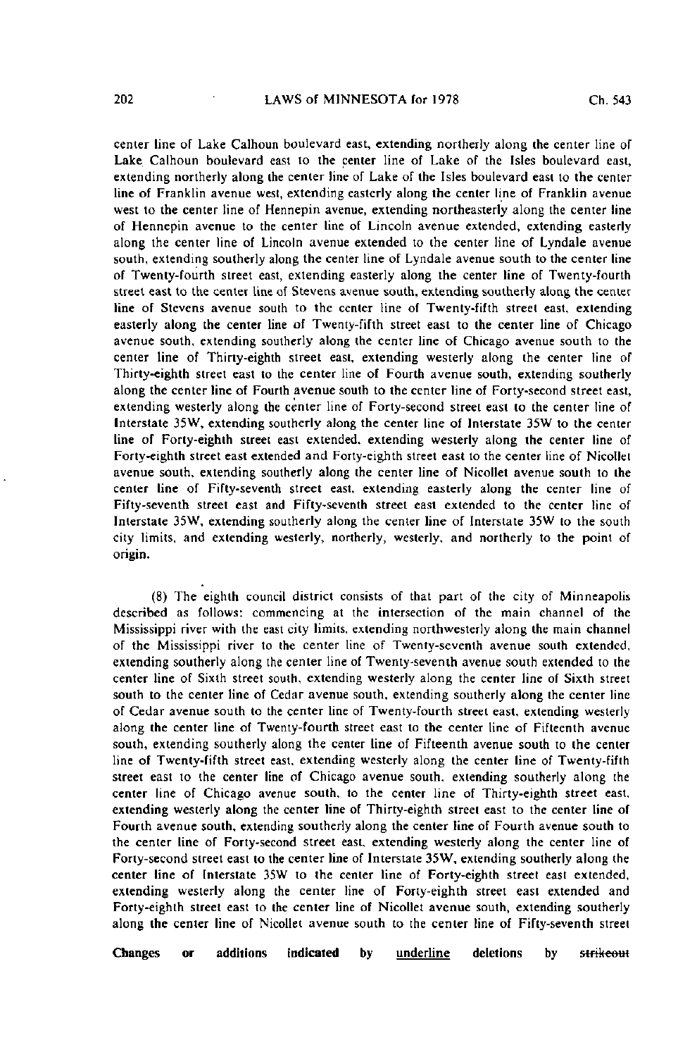center line of Lake Calhoun boulevard east, extending northerly along the center line of Lake Calhoun boulevard east to the center line of Lake of the Isles boulevard east, extending northerly along the center line of Lake of the Isles boulevard east to the center line of Franklin avenue west, extending easterly along the center line of Franklin avenue west to the center line of Hennepin avenue, extending northeasterly along the center line of Hennepin avenue to the center line of Lincoln avenue extended, extending easterly along the center line of Lincoln avenue extended to the center line of Lyndale avenue south, extending southerly along the center line of Lyndale avenue south to the center line of Twenty-fourth street east, extending easterly along the center line of Twenty-fourth street east to the center line of Stevens avenue south, extending southerly along the center line of Stevens avenue south to the center line of Twenty-fifth street east, extending easterly along the center line of Twenty-fifth street east to the center line of Chicago avenue south, extending southerly along the center line of Chicago avenue south to the center line of Thirty-eighth street east, extending westerly along the center line of Thirty-eighth street east to the center line of Fourth avenue south, extending southerly along the center line of Fourth avenue south to the center line of Forty-second street east, extending westerly along the center line of Forty-second street east to the center line of Interstate 35W, extending southerly along the center line of Interstate 35W to the center line of Forty-eighth street east extended, extending westerly along the center line of Forty-eighth street east extended and Forty-eighth street east to the center line of Nicollet avenue south, extending southerly along the center line of Nicollet avenue south to the center line of Fifty-seventh street east, extending easterly along the center line of Fifty-seventh street east and Fifty-seventh street east extended to the center line of Interstate 35W, extending southerly along the center line of Interstate 35W to the south city limits, and extending westerly, northerly, westerly, and northerly to the point of origin.

(8) The eighth council district consists of that part of the city of Minneapolis described as follows: commencing at the intersection of the main channel of the Mississippi river with the east city limits, extending northwesterly along the main channel of the Mississippi river to the center line of Twenty-seventh avenue south extended, extending southerly along the center line of Twenty-seventh avenue south extended to the center line of Sixth street south, extending westerly along the center line of Sixth street south to the center line of Cedar avenue south, extending southerly along the center line of Cedar avenue south to the center line of Twenty-fourth street east, extending westerly along the center line of Twenty-fourth street east to the center line of Fifteenth avenue south, extending southerly along the center line of Fifteenth avenue south to the center line of Twenty-fifth street east, extending westerly along the center line of Twenty-fifth street east to the center line of Chicago avenue south, extending southerly along the center line of Chicago avenue south, to the center line of Thirty-eighth street east, extending westerly along the center line of Thirty-eighth street east to the center line of Fourth avenue south, extending southerly along the center line of Fourth avenue south to the center line of Forty-second street east, extending westerly along the center line of Forty-second street east to the center line of Interstate 35W, extending southerly along the center line of Interstate 35W to the center line of Forty-eighth street east extended, extending westerly along the center line of Forty-eighth street east extended and Forty-eighth street east to the center line of Nicollet avenue south, extending southerly along the center line of Nicollet avenue south to the center line of Fifty-seventh street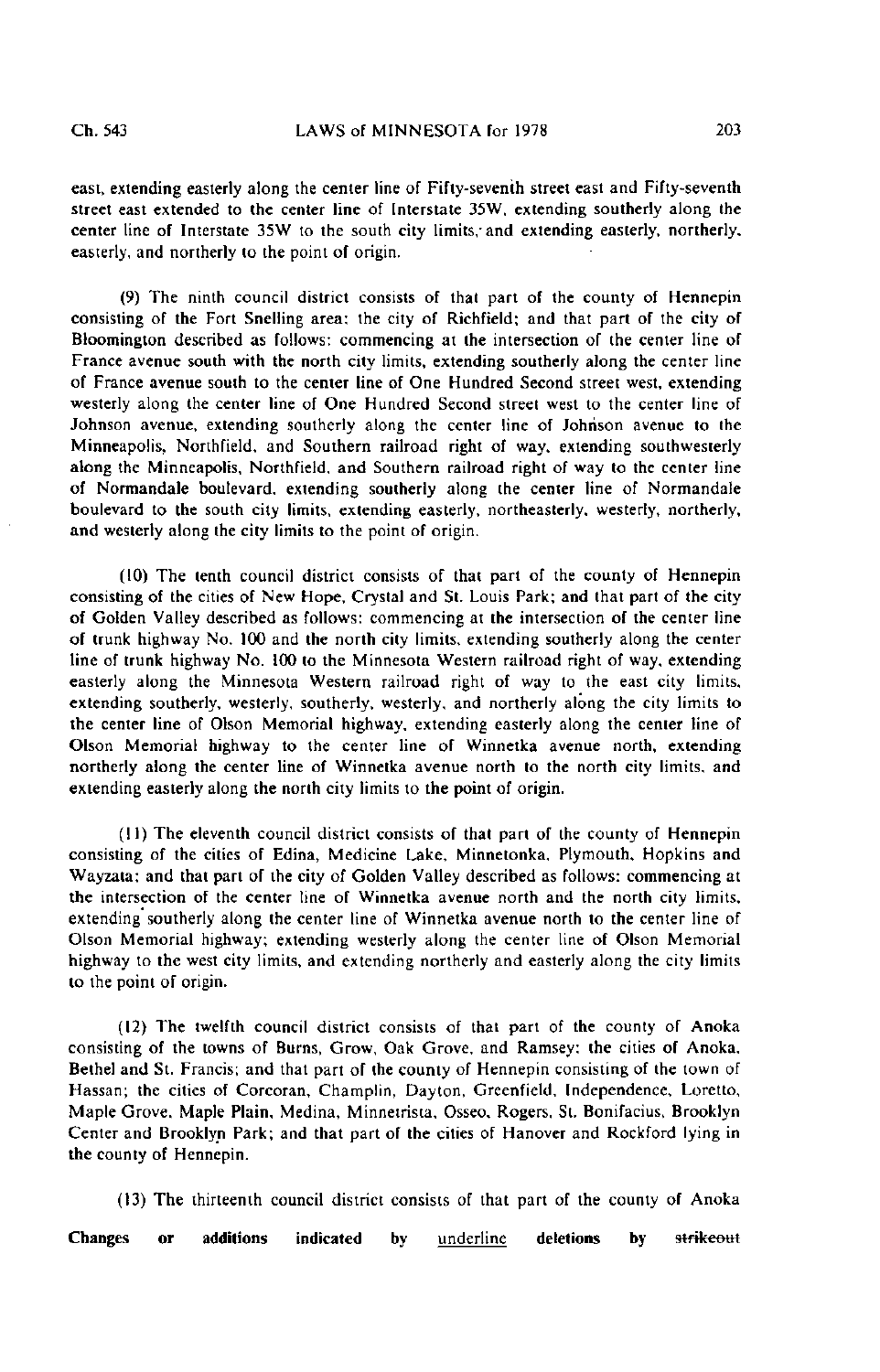east, extending easterly along the center line of Fifty-seventh street east and Fifty-seventh street east extended to the center line of Interstate 35W, extending southerly along the center line of Interstate 35W to the south city limits, and extending easterly, northerly, easterly, and northerly to the point of origin.

(9) The ninth council district consists of that part of the county of Hennepin consisting of the Fort Snelling area; the city of Richfield; and that part of the city of Bloomington described as follows: commencing at the intersection of the center line of France avenue south with the north city limits, extending southerly along the center line of France avenue south to the center line of One Hundred Second street west, extending westerly along the center line of One Hundred Second street west to the center line of Johnson avenue, extending southerly along the center line of Johnson avenue to the Minneapolis, Northfield, and Southern railroad right of way, extending southwesterly along the Minneapolis, Northfield, and Southern railroad right of way to the center line of Normandale boulevard, extending southerly along the center line of Normandale boulevard to the south city limits, extending easterly, northeasterly, westerly, northerly, and westerly along the city limits to the point of origin.

(10) The tenth council district consists of that part of the county of Hennepin consisting of the cities of New Hope, Crystal and St. Louis Park; and that part of the city of Golden Valley described as follows: commencing at the intersection of the center line of trunk highway No. 100 and the north city limits, extending southerly along the center line of trunk highway No. 100 to the Minnesota Western railroad right of way, extending easterly along the Minnesota Western railroad right of way to the east city limits, extending southerly, westerly, southerly, westerly, and northerly along the city limits to the center line of Olson Memorial highway, extending easterly along the center line of Olson Memorial highway to the center line of Winnetka avenue north, extending northerly along the center line of Winnetka avenue north to the north city limits, and extending easterly along the north city limits to the point of origin.

(11) The eleventh council district consists of that part of the county of Hennepin consisting of the cities of Edina, Medicine Lake, Minnetonka, Plymouth, Hopkins and Wayzata; and that part of the city of Golden Valley described as follows: commencing at the intersection of the center line of Winnetka avenue north and the north city limits, extending southerly along the center line of Winnetka avenue north to the center line of Olson Memorial highway; extending westerly along the center line of Olson Memorial highway to the west city limits, and extending northerly and easterly along the city limits to the point of origin.

(12) The twelfth council district consists of that part of the county of Anoka consisting of the towns of Burns, Grow, Oak Grove, and Ramsey; the cities of Anoka, Bethel and St. Francis; and that part of the county of Hennepin consisting of the town of Hassan; the cities of Corcoran, Champlin, Dayton, Greenfield, Independence, Loretto, Maple Grove, Maple Plain, Medina, Minnetrista, Osseo, Rogers, St. Bonifacius, Brooklyn Center and Brooklyn Park; and that part of the cities of Hanover and Rockford lying in the county of Hennepin.

(13) The thirteenth council district consists of that part of the county of Anoka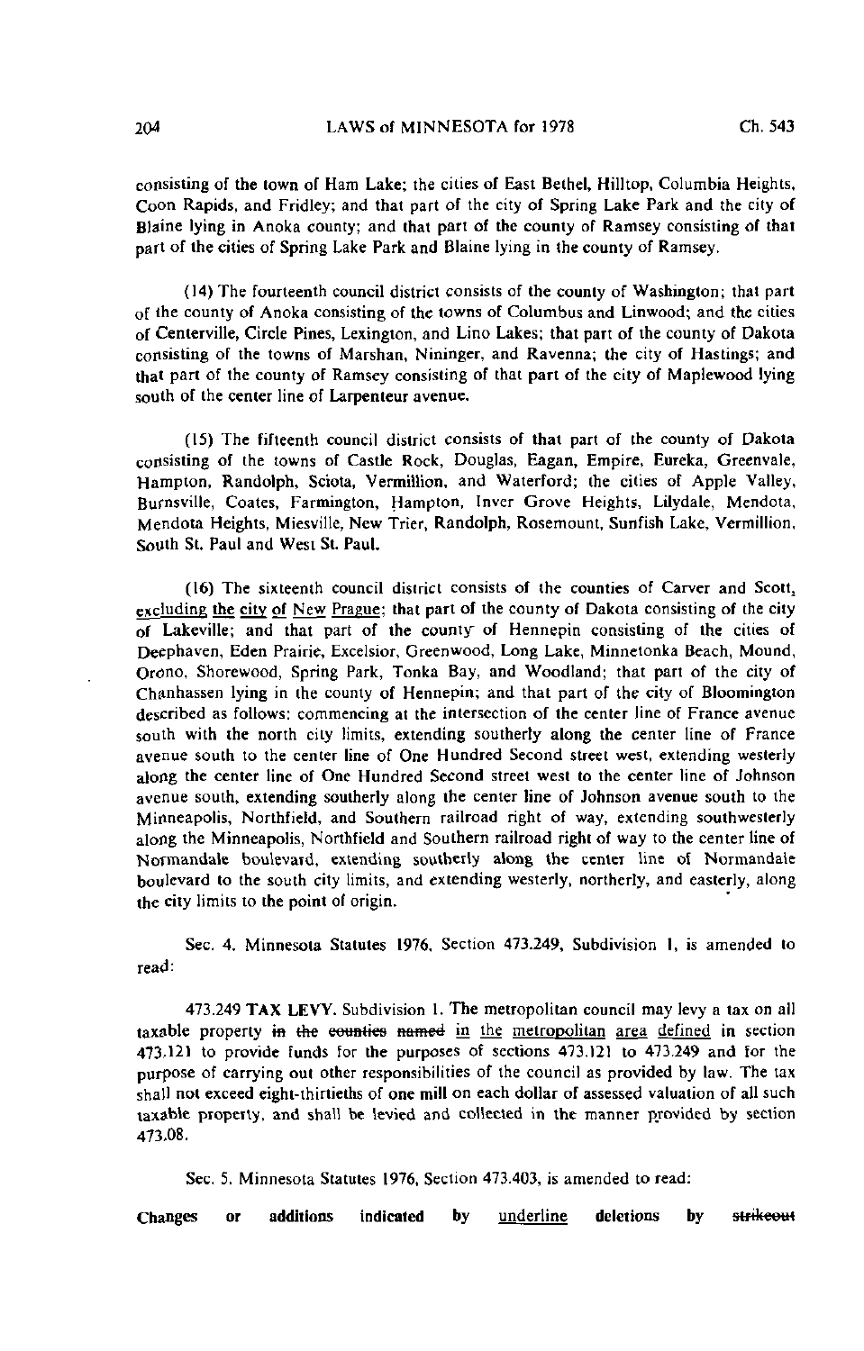consisting of the town of Ham Lake; the cities of East Bethel, Hilltop, Columbia Heights, Coon Rapids, and Fridley; and that part of the city of Spring Lake Park and the city of Blaine lying in Anoka county; and that part of the county of Ramsey consisting of that part of the cities of Spring Lake Park and Blaine lying in the county of Ramsey.

(14) The fourteenth council district consists of the county of Washington; that part of the county of Anoka consisting of the towns of Columbus and Linwood; and the cities of Centerville, Circle Pines, Lexington, and Lino Lakes; that part of the county of Dakota consisting of the towns of Marshan, Nininger, and Ravenna; the city of Hastings; and that part of the county of Ramsey consisting of that part of the city of Maplewood lying south of the center line of Larpenteur avenue.

(15) The fifteenth council district consists of that part of the county of Dakota consisting of the towns of Castle Rock, Douglas, Eagan, Empire, Eureka, Greenvale, Hampton, Randolph, Sciota, Vermillion, and Waterford; the cities of Apple Valley, Burnsville, Coates, Farmington, Hampton, Inver Grove Heights, Lilydale, Mendota, Mendota Heights, Miesville, New Trier, Randolph, Rosemount, Sunfish Lake, Vermillion, South St. Paul and West St. Paul.

(16) The sixteenth council district consists of the counties of Carver and Scott, <u>excluding the city of New Prague</u>; that part of the county of Dakota consisting of the city of Lakeville; and that part of the county of Hennepin consisting of the cities of Deephaven, Eden Prairie, Excelsior, Greenwood, Long Lake, Minnetonka Beach, Mound, Orono, Shorewood, Spring Park, Tonka Bay, and Woodland; that part of the city of Chanhassen lying in the county of Hennepin; and that part of the city of Bloomington described as follows: commencing at the intersection of the center line of France avenue south with the north city limits, extending southerly along the center line of France avenue south to the center line of One Hundred Second street west, extending westerly along the center line of One Hundred Second street west to the center line of Johnson avenue south, extending southerly along the center line of Johnson avenue south to the Minneapolis, Northfield, and Southern railroad right of way, extending southwesterly along the Minneapolis, Northfield and Southern railroad right of way to the center line of Normandale boulevard, extending southerly along the center line of Normandale boulevard to the south city limits, and extending westerly, northerly, and easterly, along the city limits to the point of origin.

Sec. 4. Minnesota Statutes 1976, Section 473.249, Subdivision 1, is amended to read:

473.249 **TAX LEVY.** Subdivision 1. The metropolitan council may levy a tax on all taxable property ~~in the counties named~~ <u>in the metropolitan area defined</u> in section 473.121 to provide funds for the purposes of sections 473.121 to 473.249 and for the purpose of carrying out other responsibilities of the council as provided by law. The tax shall not exceed eight-thirtieths of one mill on each dollar of assessed valuation of all such taxable property, and shall be levied and collected in the manner provided by section 473.08.

Sec. 5. Minnesota Statutes 1976, Section 473.403, is amended to read:

**Changes or additions indicated by** <u>underline</u> **deletions by** ~~strikeout~~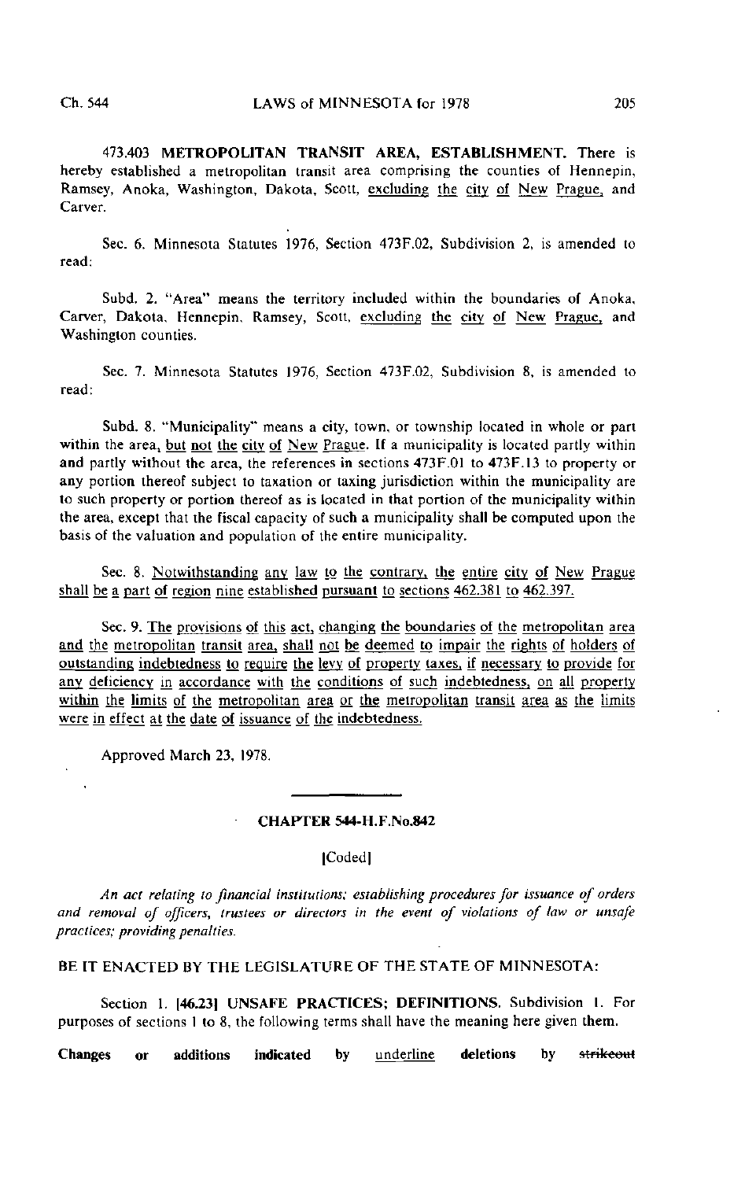473.403 **METROPOLITAN TRANSIT AREA, ESTABLISHMENT.** There is hereby established a metropolitan transit area comprising the counties of Hennepin, Ramsey, Anoka, Washington, Dakota, Scott, <u>excluding the city of New Prague,</u> and Carver.

Sec. 6. Minnesota Statutes 1976, Section 473F.02, Subdivision 2, is amended to read:

Subd. 2. "Area" means the territory included within the boundaries of Anoka, Carver, Dakota, Hennepin, Ramsey, Scott, <u>excluding the city of New Prague,</u> and Washington counties.

Sec. 7. Minnesota Statutes 1976, Section 473F.02, Subdivision 8, is amended to read:

Subd. 8. "Municipality" means a city, town, or township located in whole or part within the area, <u>but not the city of New Prague</u>. If a municipality is located partly within and partly without the area, the references in sections 473F.01 to 473F.13 to property or any portion thereof subject to taxation or taxing jurisdiction within the municipality are to such property or portion thereof as is located in that portion of the municipality within the area, except that the fiscal capacity of such a municipality shall be computed upon the basis of the valuation and population of the entire municipality.

Sec. 8. <u>Notwithstanding any law to the contrary, the entire city of New Prague shall be a part of region nine established pursuant to sections 462.381 to 462.397.</u>

Sec. 9. <u>The provisions of this act, changing the boundaries of the metropolitan area and the metropolitan transit area, shall not be deemed to impair the rights of holders of outstanding indebtedness to require the levy of property taxes, if necessary to provide for any deficiency in accordance with the conditions of such indebtedness, on all property within the limits of the metropolitan area or the metropolitan transit area as the limits were in effect at the date of issuance of the indebtedness.</u>

Approved March 23, 1978.

---

**CHAPTER 544-H.F.No.842**

[Coded]

*An act relating to financial institutions; establishing procedures for issuance of orders and removal of officers, trustees or directors in the event of violations of law or unsafe practices; providing penalties.*

BE IT ENACTED BY THE LEGISLATURE OF THE STATE OF MINNESOTA:

Section 1. **[46.23] UNSAFE PRACTICES; DEFINITIONS.** Subdivision 1. For purposes of sections 1 to 8, the following terms shall have the meaning here given them.